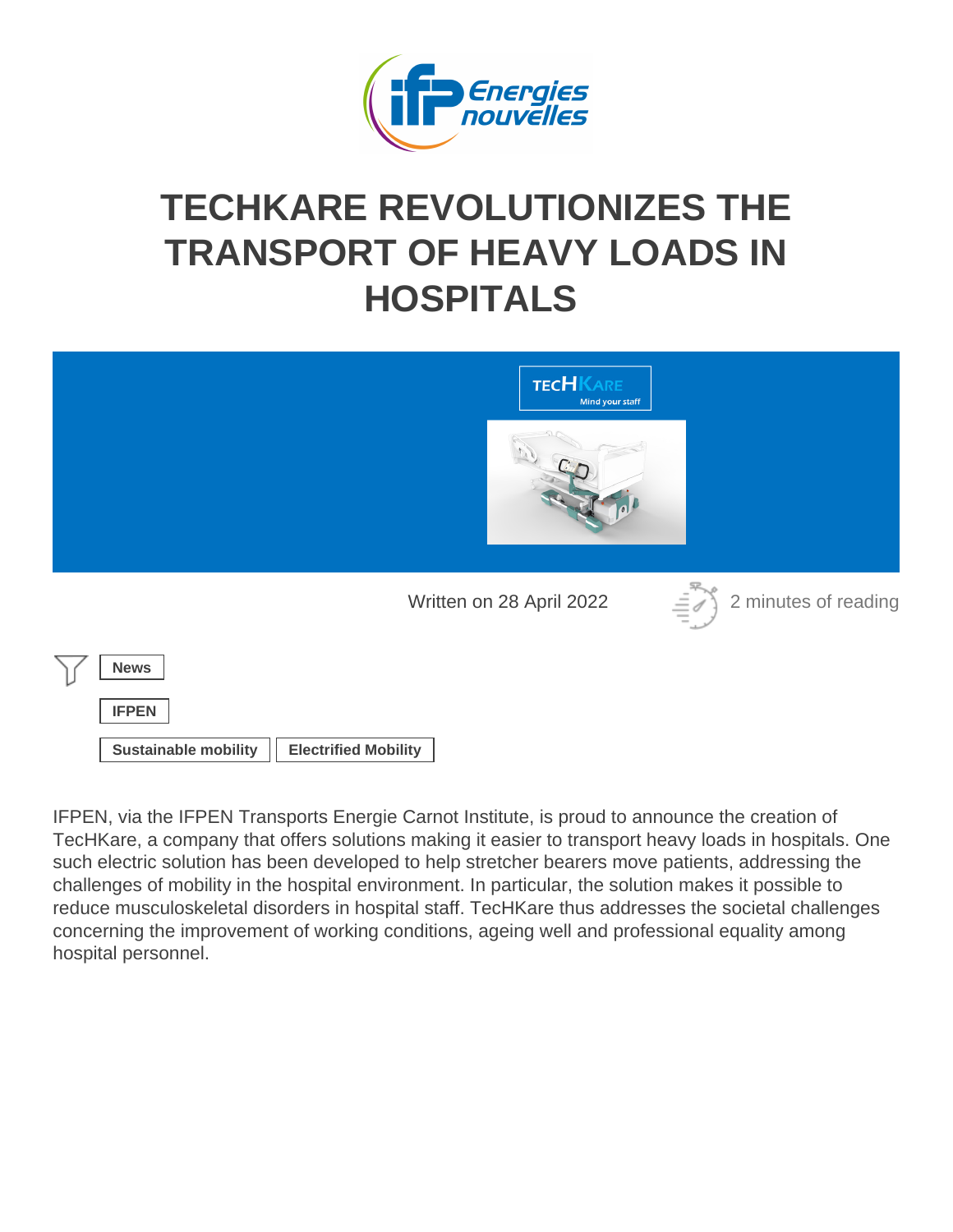# TECHKARE REVOLUTIONIZES THE TRANSPORT OF HEAVY LOADS IN HOSPITALS

Written on 28 April 2022

2 minutes of reading

News

IFPEN

Sustainable mobility | Electrified Mobility

IFPEN, via the IFPEN Transports Energie Carnot Institute, is proud to announce the creation of TecHKare, a company that offers solutions making it easier to transport heavy loads in hospitals. One such electric solution has been developed to help stretcher bearers move patients, addressing the challenges of mobility in the hospital environment. In particular, the solution makes it possible to reduce musculoskeletal disorders in hospital staff. TecHKare thus addresses the societal challenges concerning the improvement of working conditions, ageing well and professional equality among hospital personnel.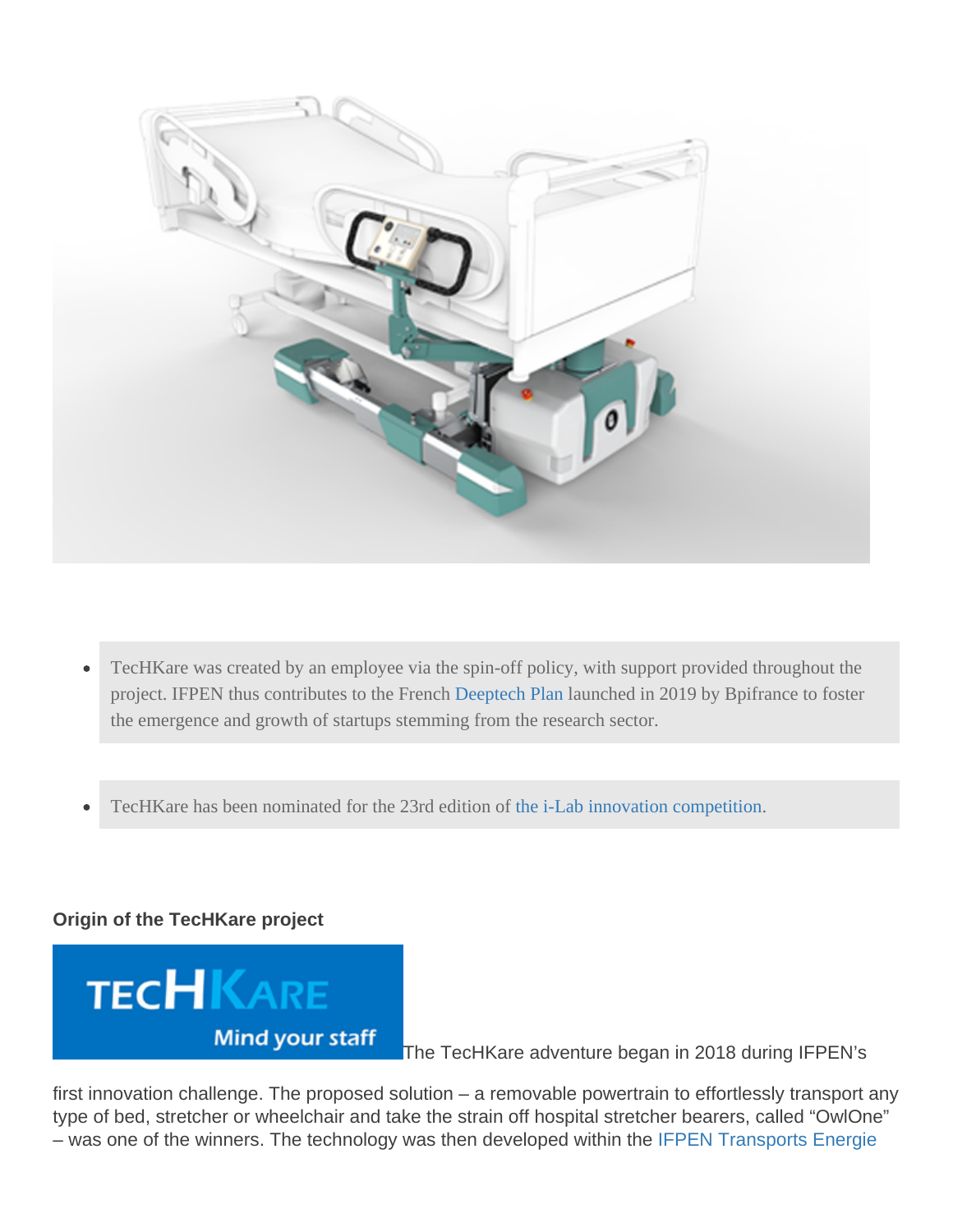- TecHKare was created by an employee via the spin-off policy, with support provided throughout the project. IFPEN thus contributes to the French Deeptech Plan launched in 2019 by Bpifrance to foster the emergence and growth of startups stemming from the research sector.

- TecHKare has been nominated for the 23rd edition of the i-Lab innovation competition.

**Origin of the TecHKare project**

The TecHKare adventure began in 2018 during IFPEN's first innovation challenge. The proposed solution – a removable powertrain to effortlessly transport any type of bed, stretcher or wheelchair and take the strain off hospital stretcher bearers, called "OwlOne" – was one of the winners. The technology was then developed within the IFPEN Transports Energie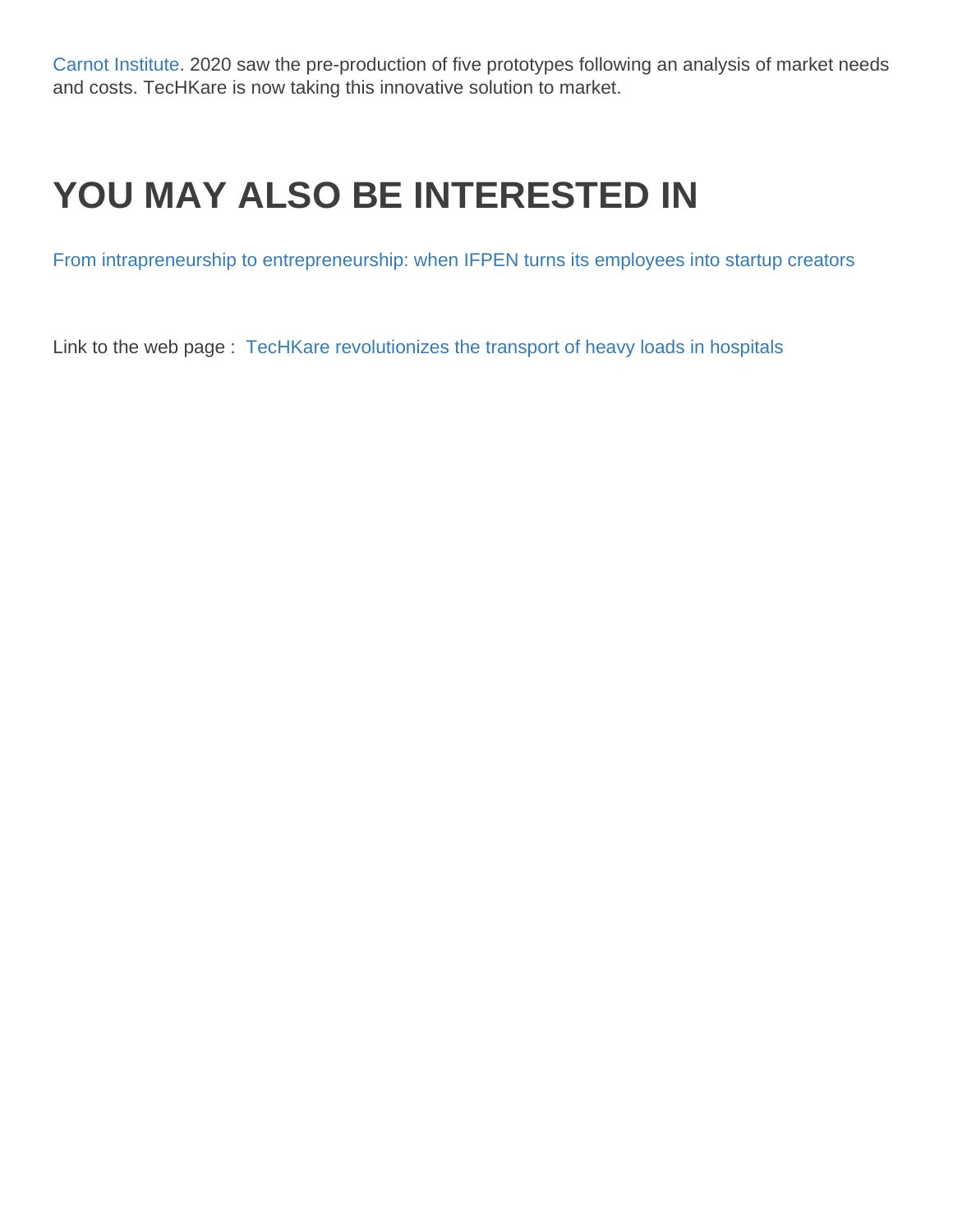Carnot Institute. 2020 saw the pre-production of five prototypes following an analysis of market needs and costs. TecHKare is now taking this innovative solution to market.

# YOU MAY ALSO BE INTERESTED IN

From intrapreneurship to entrepreneurship: when IFPEN turns its employees into startup creators

Link to the web page : TecHKare revolutionizes the transport of heavy loads in hospitals